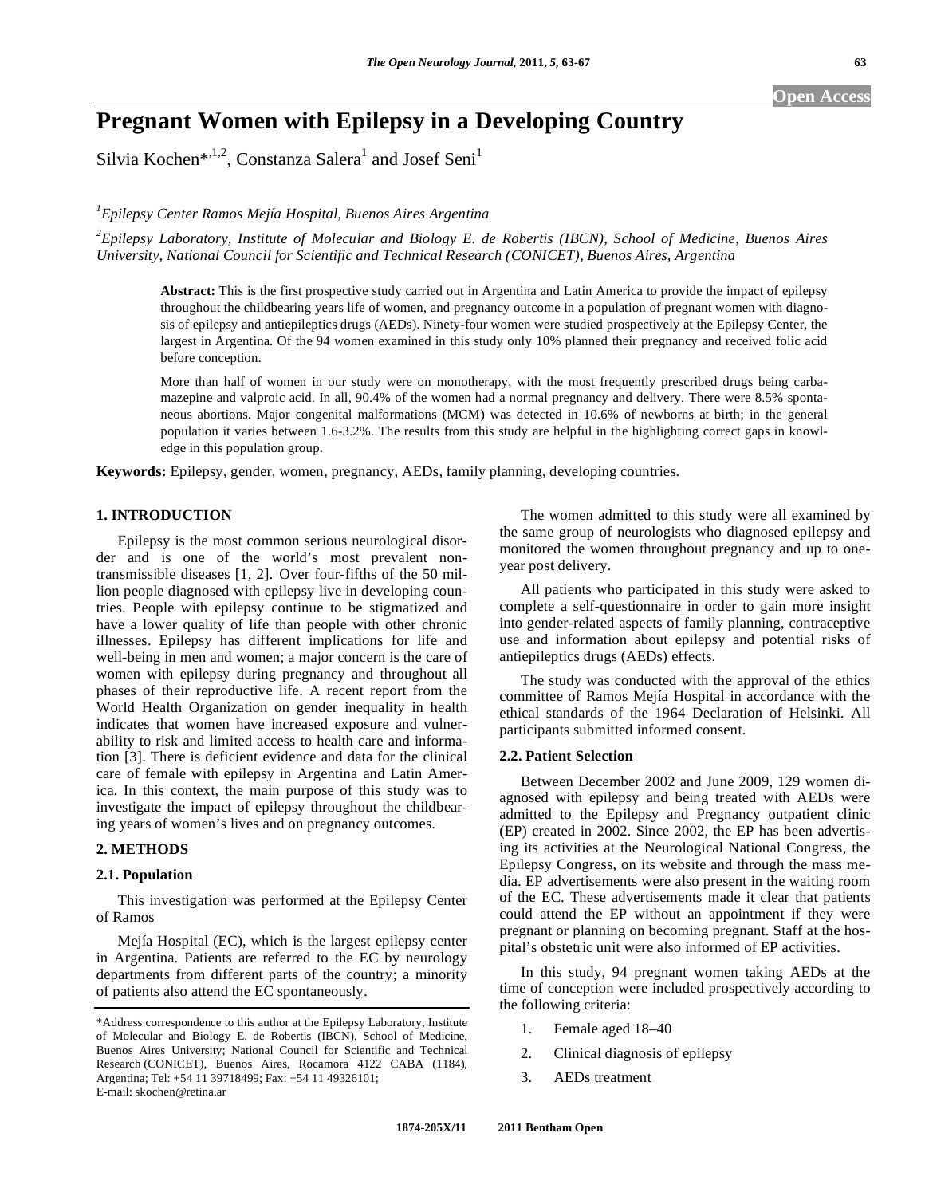# Pregnant Women with Epilepsy in a Developing Country

Silvia Kochen*[,1,2], Constanza Salera[1] and Josef Seni[1]

[1]*Epilepsy Center Ramos Mejía Hospital, Buenos Aires Argentina*

[2]*Epilepsy Laboratory, Institute of Molecular and Biology E. de Robertis (IBCN), School of Medicine, Buenos Aires University, National Council for Scientific and Technical Research (CONICET), Buenos Aires, Argentina*

**Abstract:** This is the first prospective study carried out in Argentina and Latin America to provide the impact of epilepsy throughout the childbearing years life of women, and pregnancy outcome in a population of pregnant women with diagnosis of epilepsy and antiepileptics drugs (AEDs). Ninety-four women were studied prospectively at the Epilepsy Center, the largest in Argentina. Of the 94 women examined in this study only 10% planned their pregnancy and received folic acid before conception.

More than half of women in our study were on monotherapy, with the most frequently prescribed drugs being carbamazepine and valproic acid. In all, 90.4% of the women had a normal pregnancy and delivery. There were 8.5% spontaneous abortions. Major congenital malformations (MCM) was detected in 10.6% of newborns at birth; in the general population it varies between 1.6-3.2%. The results from this study are helpful in the highlighting correct gaps in knowledge in this population group.

**Keywords:** Epilepsy, gender, women, pregnancy, AEDs, family planning, developing countries.

## 1. INTRODUCTION

Epilepsy is the most common serious neurological disorder and is one of the world's most prevalent non-transmissible diseases [1, 2]. Over four-fifths of the 50 million people diagnosed with epilepsy live in developing countries. People with epilepsy continue to be stigmatized and have a lower quality of life than people with other chronic illnesses. Epilepsy has different implications for life and well-being in men and women; a major concern is the care of women with epilepsy during pregnancy and throughout all phases of their reproductive life. A recent report from the World Health Organization on gender inequality in health indicates that women have increased exposure and vulnerability to risk and limited access to health care and information [3]. There is deficient evidence and data for the clinical care of female with epilepsy in Argentina and Latin America. In this context, the main purpose of this study was to investigate the impact of epilepsy throughout the childbearing years of women's lives and on pregnancy outcomes.

## 2. METHODS

### 2.1. Population

This investigation was performed at the Epilepsy Center of Ramos

Mejía Hospital (EC), which is the largest epilepsy center in Argentina. Patients are referred to the EC by neurology departments from different parts of the country; a minority of patients also attend the EC spontaneously.

The women admitted to this study were all examined by the same group of neurologists who diagnosed epilepsy and monitored the women throughout pregnancy and up to one-year post delivery.

All patients who participated in this study were asked to complete a self-questionnaire in order to gain more insight into gender-related aspects of family planning, contraceptive use and information about epilepsy and potential risks of antiepileptics drugs (AEDs) effects.

The study was conducted with the approval of the ethics committee of Ramos Mejía Hospital in accordance with the ethical standards of the 1964 Declaration of Helsinki. All participants submitted informed consent.

### 2.2. Patient Selection

Between December 2002 and June 2009, 129 women diagnosed with epilepsy and being treated with AEDs were admitted to the Epilepsy and Pregnancy outpatient clinic (EP) created in 2002. Since 2002, the EP has been advertising its activities at the Neurological National Congress, the Epilepsy Congress, on its website and through the mass media. EP advertisements were also present in the waiting room of the EC. These advertisements made it clear that patients could attend the EP without an appointment if they were pregnant or planning on becoming pregnant. Staff at the hospital's obstetric unit were also informed of EP activities.

In this study, 94 pregnant women taking AEDs at the time of conception were included prospectively according to the following criteria:

1. Female aged 18–40
2. Clinical diagnosis of epilepsy
3. AEDs treatment

*Address correspondence to this author at the Epilepsy Laboratory, Institute of Molecular and Biology E. de Robertis (IBCN), School of Medicine, Buenos Aires University; National Council for Scientific and Technical Research (CONICET), Buenos Aires, Rocamora 4122 CABA (1184), Argentina; Tel: +54 11 39718499; Fax: +54 11 49326101; E-mail: skochen@retina.ar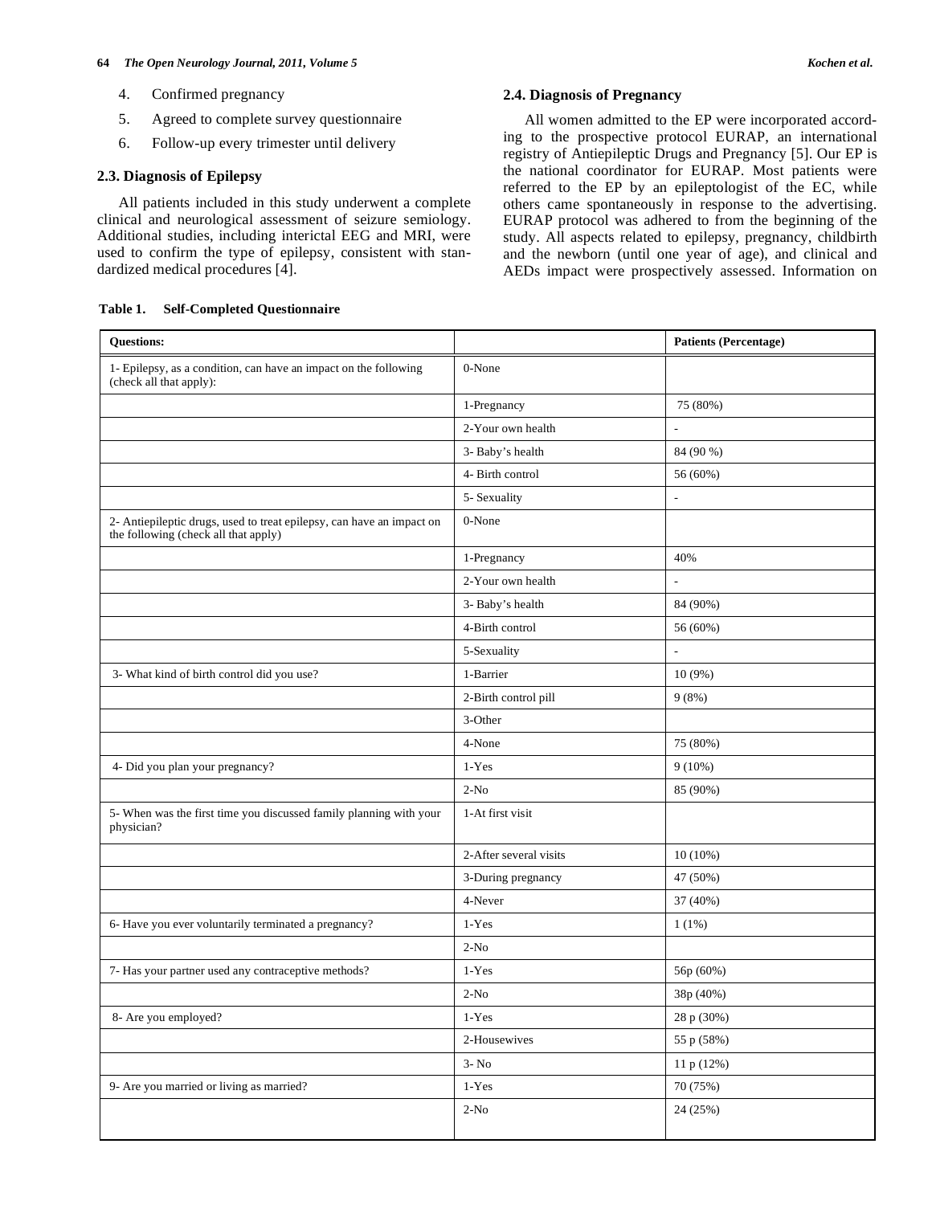4. Confirmed pregnancy
5. Agreed to complete survey questionnaire
6. Follow-up every trimester until delivery

### 2.3. Diagnosis of Epilepsy

All patients included in this study underwent a complete clinical and neurological assessment of seizure semiology. Additional studies, including interictal EEG and MRI, were used to confirm the type of epilepsy, consistent with standardized medical procedures [4].

### 2.4. Diagnosis of Pregnancy

All women admitted to the EP were incorporated according to the prospective protocol EURAP, an international registry of Antiepileptic Drugs and Pregnancy [5]. Our EP is the national coordinator for EURAP. Most patients were referred to the EP by an epileptologist of the EC, while others came spontaneously in response to the advertising. EURAP protocol was adhered to from the beginning of the study. All aspects related to epilepsy, pregnancy, childbirth and the newborn (until one year of age), and clinical and AEDs impact were prospectively assessed. Information on

**Table 1. Self-Completed Questionnaire**

| Questions: | | Patients (Percentage) |
|---|---|---|
| 1- Epilepsy, as a condition, can have an impact on the following (check all that apply): | 0-None | |
| | 1-Pregnancy | 75 (80%) |
| | 2-Your own health | - |
| | 3- Baby's health | 84 (90 %) |
| | 4- Birth control | 56 (60%) |
| | 5- Sexuality | - |
| 2- Antiepileptic drugs, used to treat epilepsy, can have an impact on the following (check all that apply) | 0-None | |
| | 1-Pregnancy | 40% |
| | 2-Your own health | - |
| | 3- Baby's health | 84 (90%) |
| | 4-Birth control | 56 (60%) |
| | 5-Sexuality | - |
| 3- What kind of birth control did you use? | 1-Barrier | 10 (9%) |
| | 2-Birth control pill | 9 (8%) |
| | 3-Other | |
| | 4-None | 75 (80%) |
| 4- Did you plan your pregnancy? | 1-Yes | 9 (10%) |
| | 2-No | 85 (90%) |
| 5- When was the first time you discussed family planning with your physician? | 1-At first visit | |
| | 2-After several visits | 10 (10%) |
| | 3-During pregnancy | 47 (50%) |
| | 4-Never | 37 (40%) |
| 6- Have you ever voluntarily terminated a pregnancy? | 1-Yes | 1 (1%) |
| | 2-No | |
| 7- Has your partner used any contraceptive methods? | 1-Yes | 56p (60%) |
| | 2-No | 38p (40%) |
| 8- Are you employed? | 1-Yes | 28 p (30%) |
| | 2-Housewives | 55 p (58%) |
| | 3- No | 11 p (12%) |
| 9- Are you married or living as married? | 1-Yes | 70 (75%) |
| | 2-No | 24 (25%) |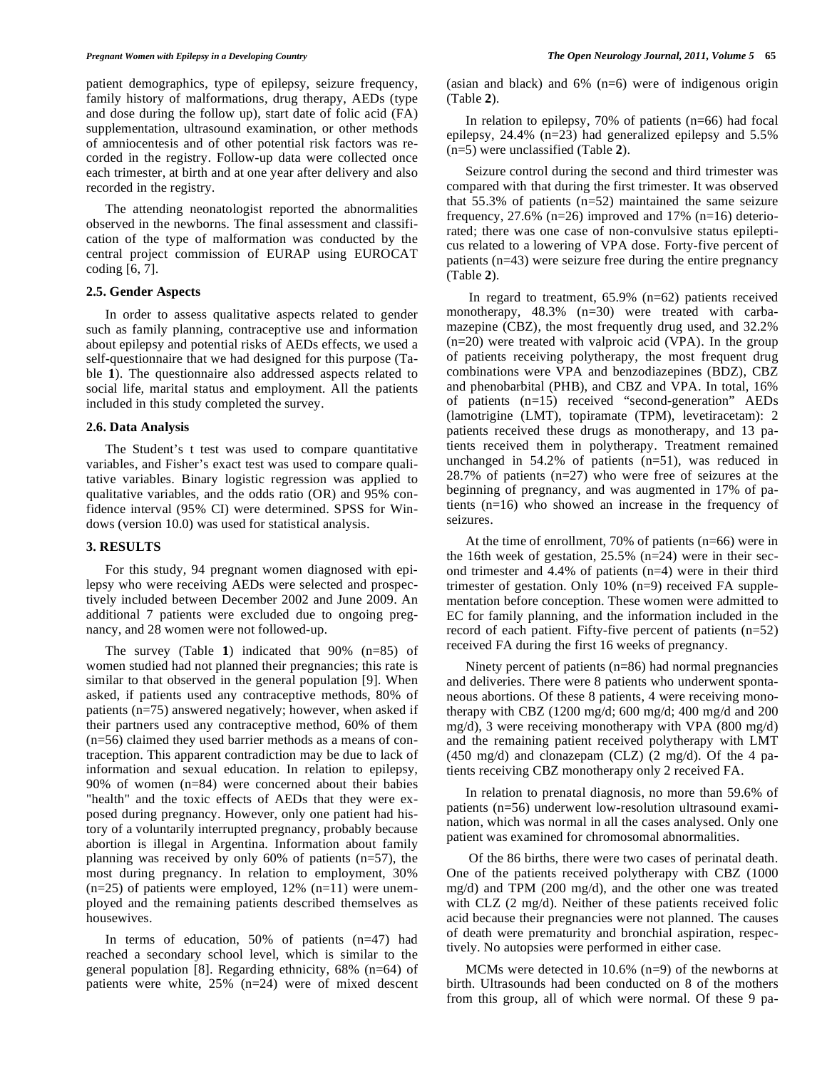patient demographics, type of epilepsy, seizure frequency, family history of malformations, drug therapy, AEDs (type and dose during the follow up), start date of folic acid (FA) supplementation, ultrasound examination, or other methods of amniocentesis and of other potential risk factors was recorded in the registry. Follow-up data were collected once each trimester, at birth and at one year after delivery and also recorded in the registry.

The attending neonatologist reported the abnormalities observed in the newborns. The final assessment and classification of the type of malformation was conducted by the central project commission of EURAP using EUROCAT coding [6, 7].

### 2.5. Gender Aspects

In order to assess qualitative aspects related to gender such as family planning, contraceptive use and information about epilepsy and potential risks of AEDs effects, we used a self-questionnaire that we had designed for this purpose (Table **1**). The questionnaire also addressed aspects related to social life, marital status and employment. All the patients included in this study completed the survey.

### 2.6. Data Analysis

The Student's t test was used to compare quantitative variables, and Fisher's exact test was used to compare qualitative variables. Binary logistic regression was applied to qualitative variables, and the odds ratio (OR) and 95% confidence interval (95% CI) were determined. SPSS for Windows (version 10.0) was used for statistical analysis.

## 3. RESULTS

For this study, 94 pregnant women diagnosed with epilepsy who were receiving AEDs were selected and prospectively included between December 2002 and June 2009. An additional 7 patients were excluded due to ongoing pregnancy, and 28 women were not followed-up.

The survey (Table **1**) indicated that 90% (n=85) of women studied had not planned their pregnancies; this rate is similar to that observed in the general population [9]. When asked, if patients used any contraceptive methods, 80% of patients (n=75) answered negatively; however, when asked if their partners used any contraceptive method, 60% of them (n=56) claimed they used barrier methods as a means of contraception. This apparent contradiction may be due to lack of information and sexual education. In relation to epilepsy, 90% of women (n=84) were concerned about their babies "health" and the toxic effects of AEDs that they were exposed during pregnancy. However, only one patient had history of a voluntarily interrupted pregnancy, probably because abortion is illegal in Argentina. Information about family planning was received by only 60% of patients (n=57), the most during pregnancy. In relation to employment, 30% (n=25) of patients were employed, 12% (n=11) were unemployed and the remaining patients described themselves as housewives.

In terms of education, 50% of patients (n=47) had reached a secondary school level, which is similar to the general population [8]. Regarding ethnicity, 68% (n=64) of patients were white, 25% (n=24) were of mixed descent (asian and black) and 6% (n=6) were of indigenous origin (Table **2**).

In relation to epilepsy, 70% of patients (n=66) had focal epilepsy, 24.4% (n=23) had generalized epilepsy and 5.5% (n=5) were unclassified (Table **2**).

Seizure control during the second and third trimester was compared with that during the first trimester. It was observed that 55.3% of patients (n=52) maintained the same seizure frequency, 27.6% (n=26) improved and 17% (n=16) deteriorated; there was one case of non-convulsive status epilepticus related to a lowering of VPA dose. Forty-five percent of patients (n=43) were seizure free during the entire pregnancy (Table **2**).

In regard to treatment, 65.9% (n=62) patients received monotherapy, 48.3% (n=30) were treated with carbamazepine (CBZ), the most frequently drug used, and 32.2% (n=20) were treated with valproic acid (VPA). In the group of patients receiving polytherapy, the most frequent drug combinations were VPA and benzodiazepines (BDZ), CBZ and phenobarbital (PHB), and CBZ and VPA. In total, 16% of patients (n=15) received "second-generation" AEDs (lamotrigine (LMT), topiramate (TPM), levetiracetam): 2 patients received these drugs as monotherapy, and 13 patients received them in polytherapy. Treatment remained unchanged in 54.2% of patients (n=51), was reduced in 28.7% of patients (n=27) who were free of seizures at the beginning of pregnancy, and was augmented in 17% of patients (n=16) who showed an increase in the frequency of seizures.

At the time of enrollment, 70% of patients (n=66) were in the 16th week of gestation, 25.5% (n=24) were in their second trimester and 4.4% of patients (n=4) were in their third trimester of gestation. Only 10% (n=9) received FA supplementation before conception. These women were admitted to EC for family planning, and the information included in the record of each patient. Fifty-five percent of patients (n=52) received FA during the first 16 weeks of pregnancy.

Ninety percent of patients (n=86) had normal pregnancies and deliveries. There were 8 patients who underwent spontaneous abortions. Of these 8 patients, 4 were receiving monotherapy with CBZ (1200 mg/d; 600 mg/d; 400 mg/d and 200 mg/d), 3 were receiving monotherapy with VPA (800 mg/d) and the remaining patient received polytherapy with LMT (450 mg/d) and clonazepam (CLZ) (2 mg/d). Of the 4 patients receiving CBZ monotherapy only 2 received FA.

In relation to prenatal diagnosis, no more than 59.6% of patients (n=56) underwent low-resolution ultrasound examination, which was normal in all the cases analysed. Only one patient was examined for chromosomal abnormalities.

Of the 86 births, there were two cases of perinatal death. One of the patients received polytherapy with CBZ (1000 mg/d) and TPM (200 mg/d), and the other one was treated with CLZ (2 mg/d). Neither of these patients received folic acid because their pregnancies were not planned. The causes of death were prematurity and bronchial aspiration, respectively. No autopsies were performed in either case.

MCMs were detected in 10.6% (n=9) of the newborns at birth. Ultrasounds had been conducted on 8 of the mothers from this group, all of which were normal. Of these 9 pa-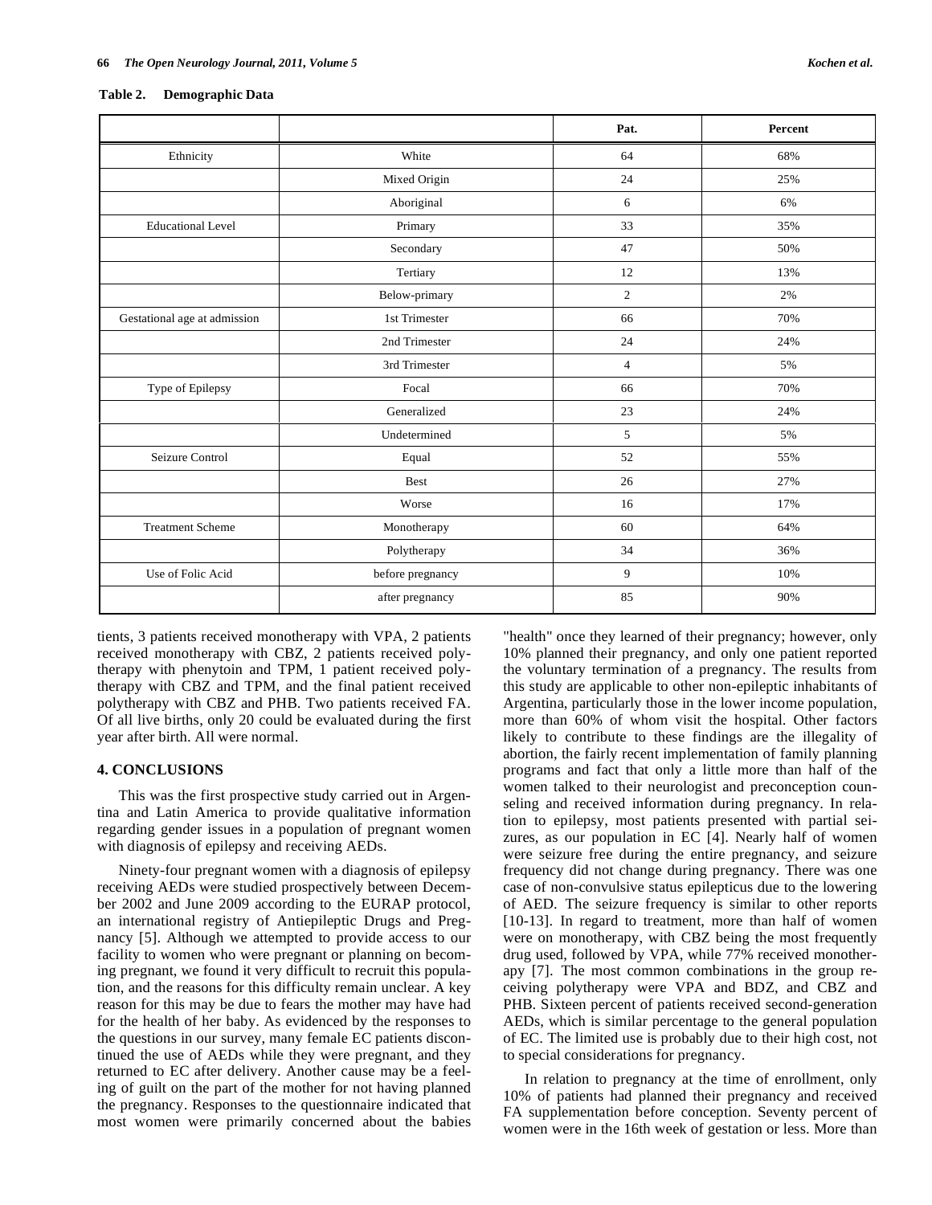**Table 2. Demographic Data**

| | | Pat. | Percent |
|---|---|---|---|
| Ethnicity | White | 64 | 68% |
| | Mixed Origin | 24 | 25% |
| | Aboriginal | 6 | 6% |
| Educational Level | Primary | 33 | 35% |
| | Secondary | 47 | 50% |
| | Tertiary | 12 | 13% |
| | Below-primary | 2 | 2% |
| Gestational age at admission | 1st Trimester | 66 | 70% |
| | 2nd Trimester | 24 | 24% |
| | 3rd Trimester | 4 | 5% |
| Type of Epilepsy | Focal | 66 | 70% |
| | Generalized | 23 | 24% |
| | Undetermined | 5 | 5% |
| Seizure Control | Equal | 52 | 55% |
| | Best | 26 | 27% |
| | Worse | 16 | 17% |
| Treatment Scheme | Monotherapy | 60 | 64% |
| | Polytherapy | 34 | 36% |
| Use of Folic Acid | before pregnancy | 9 | 10% |
| | after pregnancy | 85 | 90% |

tients, 3 patients received monotherapy with VPA, 2 patients received monotherapy with CBZ, 2 patients received polytherapy with phenytoin and TPM, 1 patient received polytherapy with CBZ and TPM, and the final patient received polytherapy with CBZ and PHB. Two patients received FA. Of all live births, only 20 could be evaluated during the first year after birth. All were normal.

## 4. CONCLUSIONS

This was the first prospective study carried out in Argentina and Latin America to provide qualitative information regarding gender issues in a population of pregnant women with diagnosis of epilepsy and receiving AEDs.

Ninety-four pregnant women with a diagnosis of epilepsy receiving AEDs were studied prospectively between December 2002 and June 2009 according to the EURAP protocol, an international registry of Antiepileptic Drugs and Pregnancy [5]. Although we attempted to provide access to our facility to women who were pregnant or planning on becoming pregnant, we found it very difficult to recruit this population, and the reasons for this difficulty remain unclear. A key reason for this may be due to fears the mother may have had for the health of her baby. As evidenced by the responses to the questions in our survey, many female EC patients discontinued the use of AEDs while they were pregnant, and they returned to EC after delivery. Another cause may be a feeling of guilt on the part of the mother for not having planned the pregnancy. Responses to the questionnaire indicated that most women were primarily concerned about the babies "health" once they learned of their pregnancy; however, only 10% planned their pregnancy, and only one patient reported the voluntary termination of a pregnancy. The results from this study are applicable to other non-epileptic inhabitants of Argentina, particularly those in the lower income population, more than 60% of whom visit the hospital. Other factors likely to contribute to these findings are the illegality of abortion, the fairly recent implementation of family planning programs and fact that only a little more than half of the women talked to their neurologist and preconception counseling and received information during pregnancy. In relation to epilepsy, most patients presented with partial seizures, as our population in EC [4]. Nearly half of women were seizure free during the entire pregnancy, and seizure frequency did not change during pregnancy. There was one case of non-convulsive status epilepticus due to the lowering of AED. The seizure frequency is similar to other reports [10-13]. In regard to treatment, more than half of women were on monotherapy, with CBZ being the most frequently drug used, followed by VPA, while 77% received monotherapy [7]. The most common combinations in the group receiving polytherapy were VPA and BDZ, and CBZ and PHB. Sixteen percent of patients received second-generation AEDs, which is similar percentage to the general population of EC. The limited use is probably due to their high cost, not to special considerations for pregnancy.

In relation to pregnancy at the time of enrollment, only 10% of patients had planned their pregnancy and received FA supplementation before conception. Seventy percent of women were in the 16th week of gestation or less. More than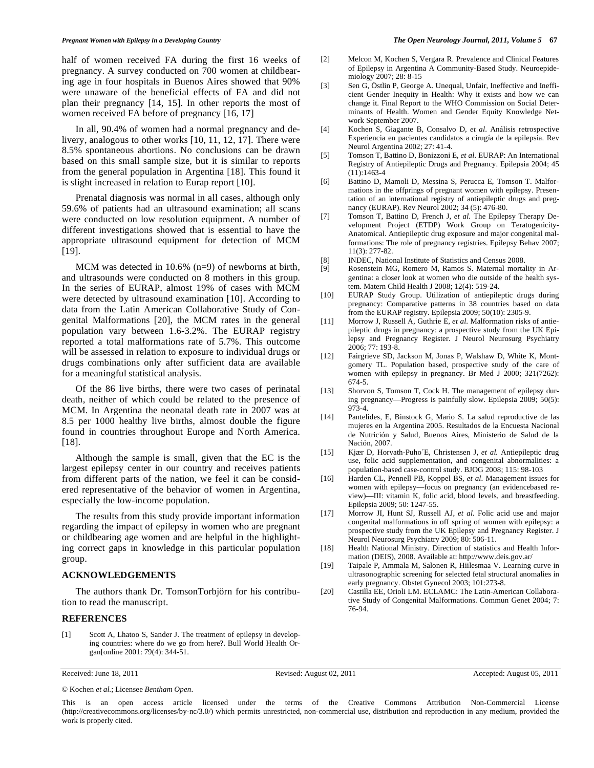half of women received FA during the first 16 weeks of pregnancy. A survey conducted on 700 women at childbearing age in four hospitals in Buenos Aires showed that 90% were unaware of the beneficial effects of FA and did not plan their pregnancy [14, 15]. In other reports the most of women received FA before of pregnancy [16, 17]

In all, 90.4% of women had a normal pregnancy and delivery, analogous to other works [10, 11, 12, 17]. There were 8.5% spontaneous abortions. No conclusions can be drawn based on this small sample size, but it is similar to reports from the general population in Argentina [18]. This found it is slight increased in relation to Eurap report [10].

Prenatal diagnosis was normal in all cases, although only 59.6% of patients had an ultrasound examination; all scans were conducted on low resolution equipment. A number of different investigations showed that is essential to have the appropriate ultrasound equipment for detection of MCM [19].

MCM was detected in 10.6% (n=9) of newborns at birth, and ultrasounds were conducted on 8 mothers in this group. In the series of EURAP, almost 19% of cases with MCM were detected by ultrasound examination [10]. According to data from the Latin American Collaborative Study of Congenital Malformations [20], the MCM rates in the general population vary between 1.6-3.2%. The EURAP registry reported a total malformations rate of 5.7%. This outcome will be assessed in relation to exposure to individual drugs or drugs combinations only after sufficient data are available for a meaningful statistical analysis.

Of the 86 live births, there were two cases of perinatal death, neither of which could be related to the presence of MCM. In Argentina the neonatal death rate in 2007 was at 8.5 per 1000 healthy live births, almost double the figure found in countries throughout Europe and North America. [18].

Although the sample is small, given that the EC is the largest epilepsy center in our country and receives patients from different parts of the nation, we feel it can be considered representative of the behavior of women in Argentina, especially the low-income population.

The results from this study provide important information regarding the impact of epilepsy in women who are pregnant or childbearing age women and are helpful in the highlighting correct gaps in knowledge in this particular population group.

## ACKNOWLEDGEMENTS

The authors thank Dr. TomsonTorbjörn for his contribution to read the manuscript.

## REFERENCES

[1] Scott A, Lhatoo S, Sander J. The treatment of epilepsy in developing countries: where do we go from here?. Bull World Health Organ[online 2001: 79(4): 344-51.

[2] Melcon M, Kochen S, Vergara R. Prevalence and Clinical Features of Epilepsy in Argentina A Community-Based Study. Neuroepidemiology 2007; 28: 8-15

[3] Sen G, Östlin P, George A. Unequal, Unfair, Ineffective and Inefficient Gender Inequity in Health: Why it exists and how we can change it. Final Report to the WHO Commission on Social Determinants of Health. Women and Gender Equity Knowledge Network September 2007.

[4] Kochen S, Giagante B, Consalvo D, *et al*. Análisis retrospective Experiencia en pacientes candidatos a cirugía de la epilepsia. Rev Neurol Argentina 2002; 27: 41-4.

[5] Tomson T, Battino D, Bonizzoni E, *et al.* EURAP: An International Registry of Antiepileptic Drugs and Pregnancy. Epilepsia 2004; 45 (11):1463-4

[6] Battino D, Mamoli D, Messina S, Perucca E, Tomson T. Malformations in the offprings of pregnant women with epilepsy. Presentation of an international registry of antiepileptic drugs and pregnancy (EURAP). Rev Neurol 2002; 34 (5): 476-80.

[7] Tomson T, Battino D, French J, *et al.* The Epilepsy Therapy Development Project (ETDP) Work Group on Teratogenicity-Anatomical. Antiepileptic drug exposure and major congenital malformations: The role of pregnancy registries. Epilepsy Behav 2007; 11(3): 277-82.

[8] INDEC, National Institute of Statistics and Census 2008.

[9] Rosenstein MG, Romero M, Ramos S. Maternal mortality in Argentina: a closer look at women who die outside of the health system. Matern Child Health J 2008; 12(4): 519-24.

[10] EURAP Study Group. Utilization of antiepileptic drugs during pregnancy: Comparative patterns in 38 countries based on data from the EURAP registry. Epilepsia 2009; 50(10): 2305-9.

[11] Morrow J, Russell A, Guthrie E, *et al.* Malformation risks of antiepileptic drugs in pregnancy: a prospective study from the UK Epilepsy and Pregnancy Register. J Neurol Neurosurg Psychiatry 2006; 77: 193-8.

[12] Fairgrieve SD, Jackson M, Jonas P, Walshaw D, White K, Montgomery TL. Population based, prospective study of the care of women with epilepsy in pregnancy. Br Med J 2000; 321(7262): 674-5.

[13] Shorvon S, Tomson T, Cock H. The management of epilepsy during pregnancy—Progress is painfully slow. Epilepsia 2009; 50(5): 973-4.

[14] Pantelides, E, Binstock G, Mario S. La salud reproductive de las mujeres en la Argentina 2005. Resultados de la Encuesta Nacional de Nutrición y Salud, Buenos Aires, Ministerio de Salud de la Nación, 2007.

[15] Kjær D, Horvath-Puho´E, Christensen J, *et al.* Antiepileptic drug use, folic acid supplementation, and congenital abnormalities: a population-based case-control study. BJOG 2008; 115: 98-103

[16] Harden CL, Pennell PB, Koppel BS, *et al*. Management issues for women with epilepsy—focus on pregnancy (an evidencebased review)—III: vitamin K, folic acid, blood levels, and breastfeeding. Epilepsia 2009; 50: 1247-55.

[17] Morrow JI, Hunt SJ, Russell AJ, *et al.* Folic acid use and major congenital malformations in off spring of women with epilepsy: a prospective study from the UK Epilepsy and Pregnancy Register. J Neurol Neurosurg Psychiatry 2009; 80: 506-11.

[18] Health National Ministry. Direction of statistics and Health Information (DEIS), 2008. Available at: http://www.deis.gov.ar/

[19] Taipale P, Ammala M, Salonen R, Hiilesmaa V. Learning curve in ultrasonographic screening for selected fetal structural anomalies in early pregnancy. Obstet Gynecol 2003; 101:273-8.

[20] Castilla EE, Orioli LM. ECLAMC: The Latin-American Collaborative Study of Congenital Malformations. Commun Genet 2004; 7: 76-94.

Received: June 18, 2011 Revised: August 02, 2011 Accepted: August 05, 2011

© Kochen *et al.*; Licensee *Bentham Open*.

This is an open access article licensed under the terms of the Creative Commons Attribution Non-Commercial License (http://creativecommons.org/licenses/by-nc/3.0/) which permits unrestricted, non-commercial use, distribution and reproduction in any medium, provided the work is properly cited.